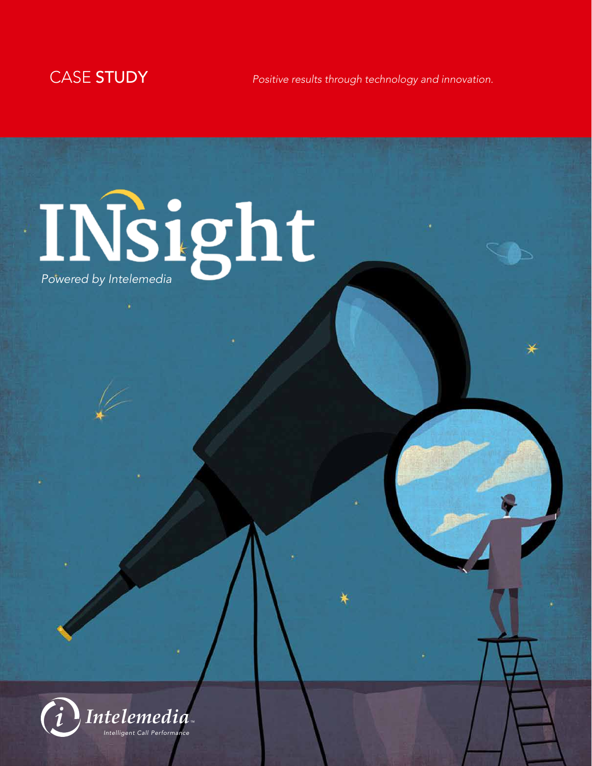CASE **STUDY**

*Positive results through technology and innovation.*

# INsight

*Powered by Intelemedia*

Intelemedia™

*Intelligent Call Performance*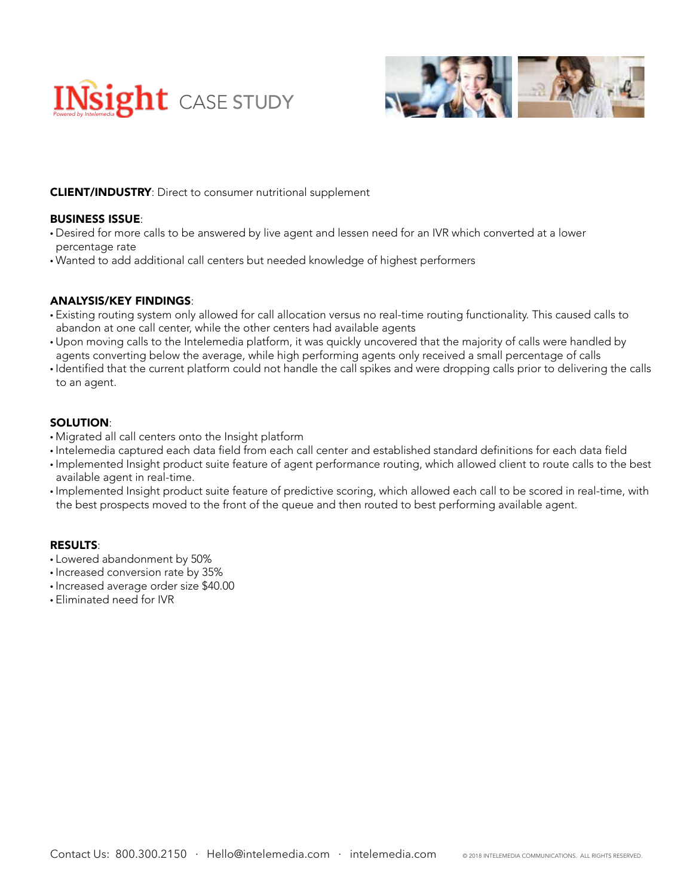# INsight CASE STUDY

Powered by Intelemedia

**CLIENT/INDUSTRY**: Direct to consumer nutritional supplement

**BUSINESS ISSUE**:

- Desired for more calls to be answered by live agent and lessen need for an IVR which converted at a lower percentage rate
- Wanted to add additional call centers but needed knowledge of highest performers

**ANALYSIS/KEY FINDINGS**:

- Existing routing system only allowed for call allocation versus no real-time routing functionality. This caused calls to abandon at one call center, while the other centers had available agents
- Upon moving calls to the Intelemedia platform, it was quickly uncovered that the majority of calls were handled by agents converting below the average, while high performing agents only received a small percentage of calls
- Identified that the current platform could not handle the call spikes and were dropping calls prior to delivering the calls to an agent.

**SOLUTION**:

- Migrated all call centers onto the Insight platform
- Intelemedia captured each data field from each call center and established standard definitions for each data field
- Implemented Insight product suite feature of agent performance routing, which allowed client to route calls to the best available agent in real-time.
- Implemented Insight product suite feature of predictive scoring, which allowed each call to be scored in real-time, with the best prospects moved to the front of the queue and then routed to best performing available agent.

**RESULTS**:

- Lowered abandonment by 50%
- Increased conversion rate by 35%
- Increased average order size $40.00
- Eliminated need for IVR

Contact Us: 800.300.2150 · Hello@intelemedia.com · intelemedia.com

© 2018 INTELEMEDIA COMMUNICATIONS. ALL RIGHTS RESERVED.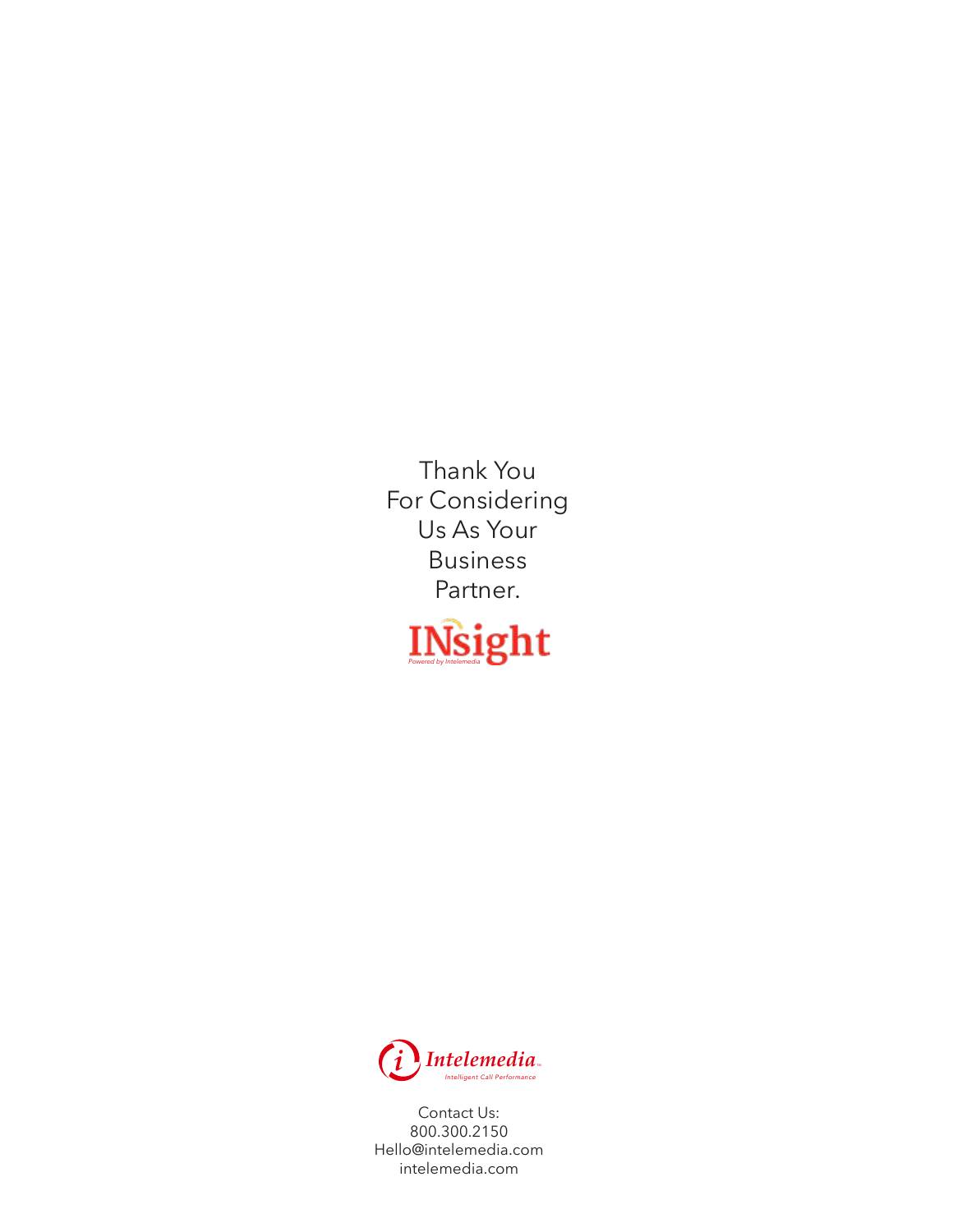Thank You
For Considering
Us As Your
Business
Partner.

INsight
Powered by Intelemedia

Intelemedia
Intelligent Call Performance

Contact Us:
800.300.2150
Hello@intelemedia.com
intelemedia.com